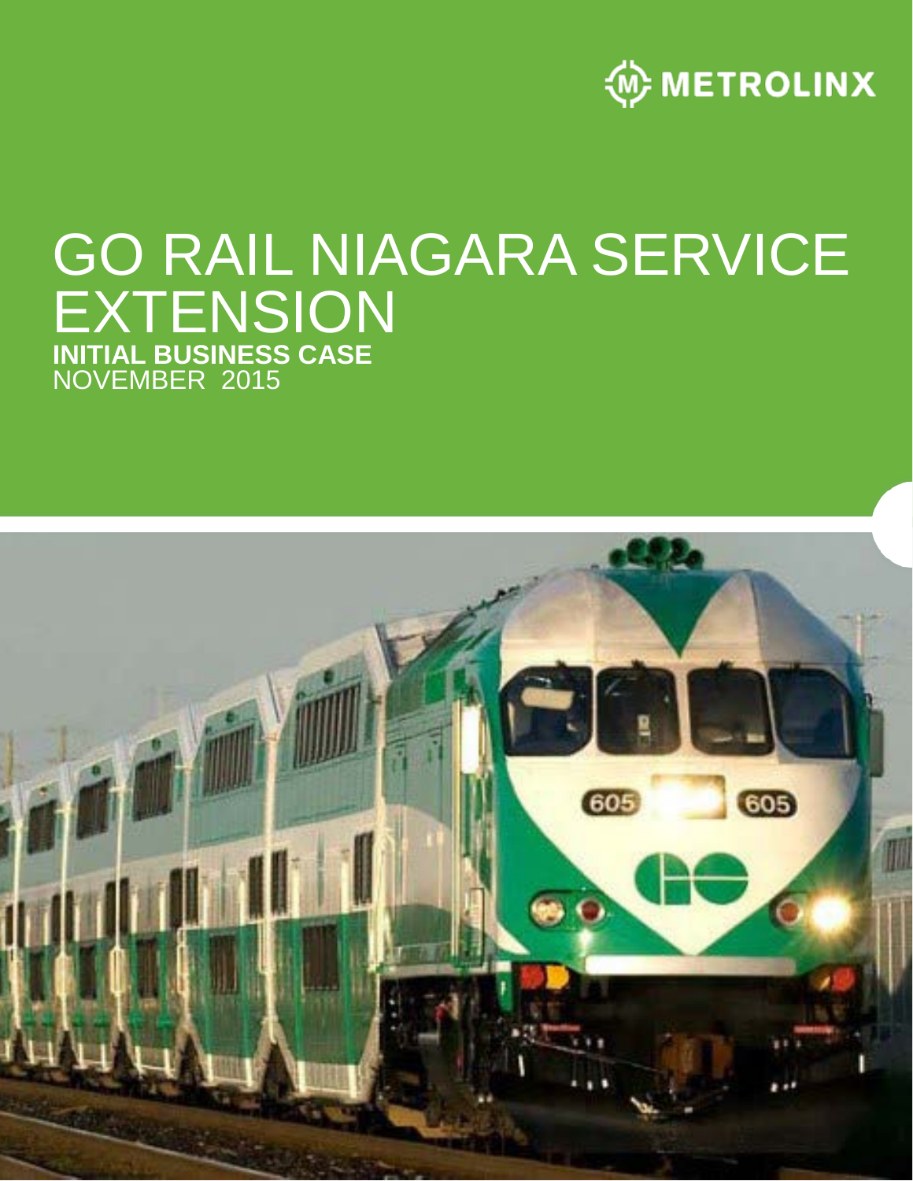METROLINX

# GO RAIL NIAGARA SERVICE EXTENSION

**INITIAL BUSINESS CASE**

NOVEMBER 2015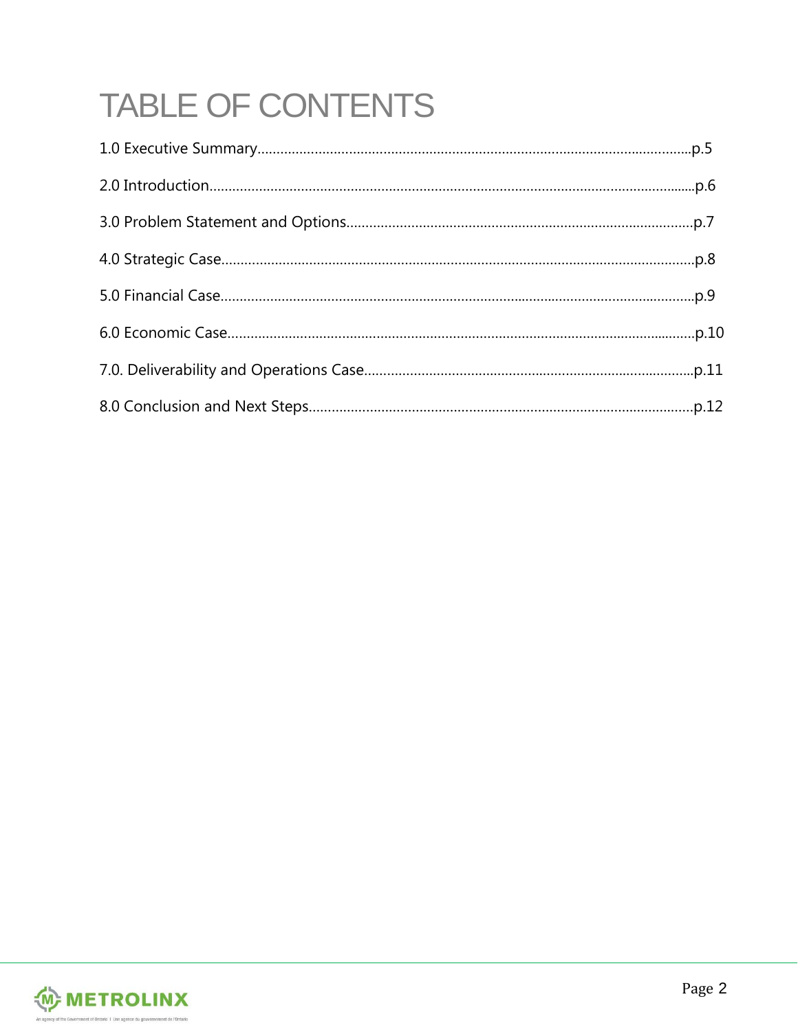# TABLE OF CONTENTS

1.0 Executive Summary........................................................................................................p.5

2.0 Introduction..................................................................................................................p.6

3.0 Problem Statement and Options....................................................................................p.7

4.0 Strategic Case...............................................................................................................p.8

5.0 Financial Case...............................................................................................................p.9

6.0 Economic Case.............................................................................................................p.10

7.0. Deliverability and Operations Case.............................................................................p.11

8.0 Conclusion and Next Steps..........................................................................................p.12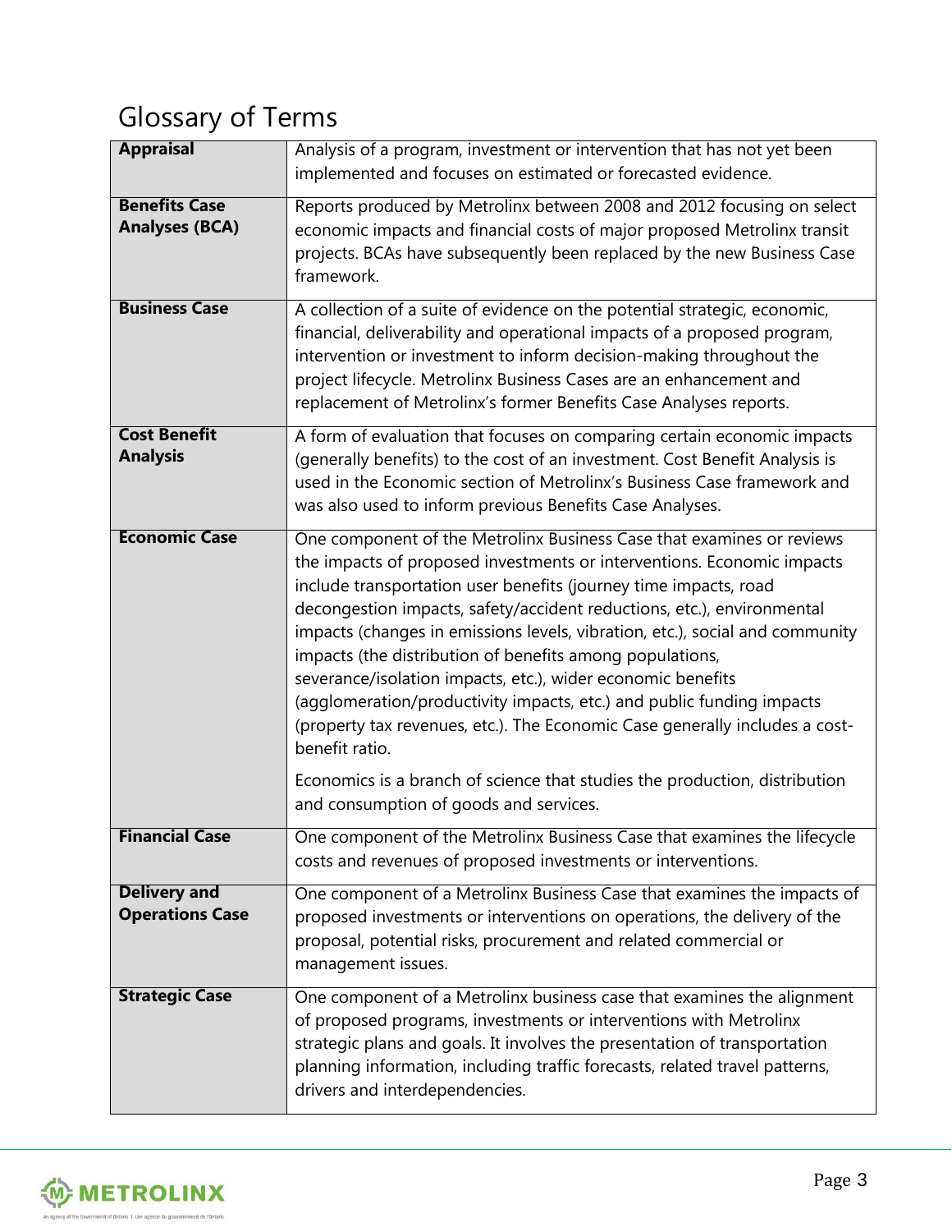# Glossary of Terms

| Term | Definition |
|---|---|
| **Appraisal** | Analysis of a program, investment or intervention that has not yet been implemented and focuses on estimated or forecasted evidence. |
| **Benefits Case Analyses (BCA)** | Reports produced by Metrolinx between 2008 and 2012 focusing on select economic impacts and financial costs of major proposed Metrolinx transit projects. BCAs have subsequently been replaced by the new Business Case framework. |
| **Business Case** | A collection of a suite of evidence on the potential strategic, economic, financial, deliverability and operational impacts of a proposed program, intervention or investment to inform decision-making throughout the project lifecycle. Metrolinx Business Cases are an enhancement and replacement of Metrolinx's former Benefits Case Analyses reports. |
| **Cost Benefit Analysis** | A form of evaluation that focuses on comparing certain economic impacts (generally benefits) to the cost of an investment. Cost Benefit Analysis is used in the Economic section of Metrolinx's Business Case framework and was also used to inform previous Benefits Case Analyses. |
| **Economic Case** | One component of the Metrolinx Business Case that examines or reviews the impacts of proposed investments or interventions. Economic impacts include transportation user benefits (journey time impacts, road decongestion impacts, safety/accident reductions, etc.), environmental impacts (changes in emissions levels, vibration, etc.), social and community impacts (the distribution of benefits among populations, severance/isolation impacts, etc.), wider economic benefits (agglomeration/productivity impacts, etc.) and public funding impacts (property tax revenues, etc.). The Economic Case generally includes a cost-benefit ratio. <br><br> Economics is a branch of science that studies the production, distribution and consumption of goods and services. |
| **Financial Case** | One component of the Metrolinx Business Case that examines the lifecycle costs and revenues of proposed investments or interventions. |
| **Delivery and Operations Case** | One component of a Metrolinx Business Case that examines the impacts of proposed investments or interventions on operations, the delivery of the proposal, potential risks, procurement and related commercial or management issues. |
| **Strategic Case** | One component of a Metrolinx business case that examines the alignment of proposed programs, investments or interventions with Metrolinx strategic plans and goals. It involves the presentation of transportation planning information, including traffic forecasts, related travel patterns, drivers and interdependencies. |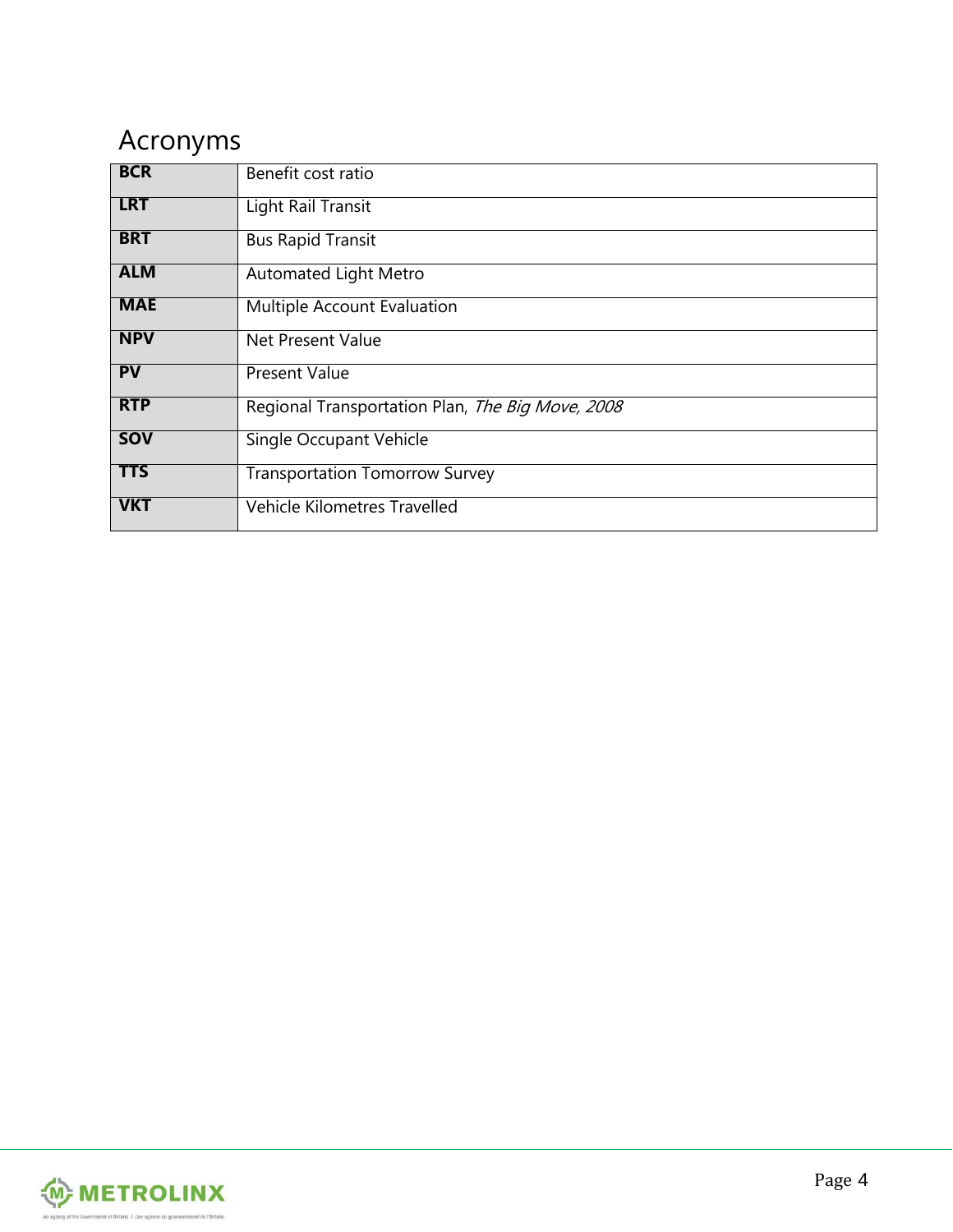# Acronyms

| | |
|---|---|
| **BCR** | Benefit cost ratio |
| **LRT** | Light Rail Transit |
| **BRT** | Bus Rapid Transit |
| **ALM** | Automated Light Metro |
| **MAE** | Multiple Account Evaluation |
| **NPV** | Net Present Value |
| **PV** | Present Value |
| **RTP** | Regional Transportation Plan, *The Big Move, 2008* |
| **SOV** | Single Occupant Vehicle |
| **TTS** | Transportation Tomorrow Survey |
| **VKT** | Vehicle Kilometres Travelled |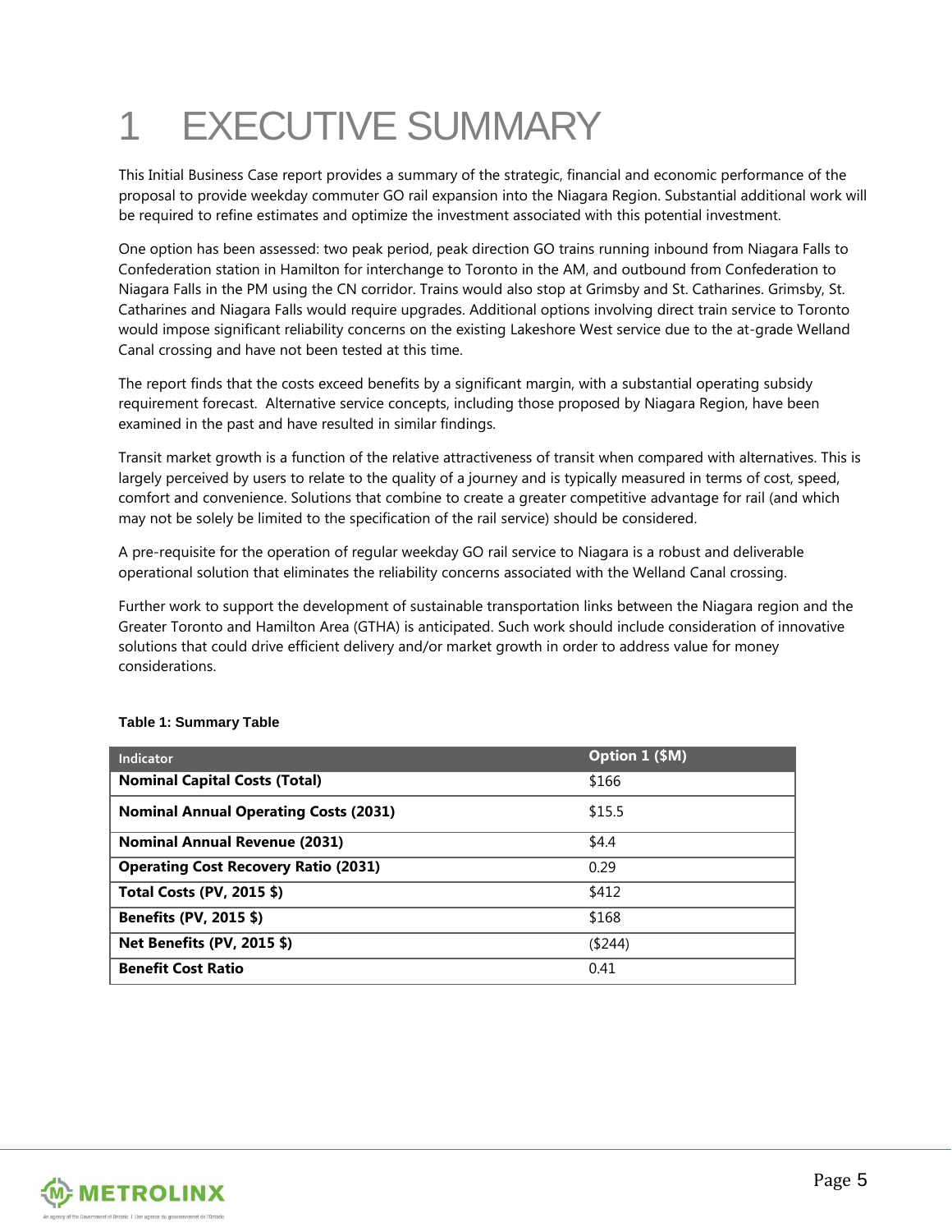# 1 EXECUTIVE SUMMARY

This Initial Business Case report provides a summary of the strategic, financial and economic performance of the proposal to provide weekday commuter GO rail expansion into the Niagara Region. Substantial additional work will be required to refine estimates and optimize the investment associated with this potential investment.

One option has been assessed: two peak period, peak direction GO trains running inbound from Niagara Falls to Confederation station in Hamilton for interchange to Toronto in the AM, and outbound from Confederation to Niagara Falls in the PM using the CN corridor. Trains would also stop at Grimsby and St. Catharines. Grimsby, St. Catharines and Niagara Falls would require upgrades. Additional options involving direct train service to Toronto would impose significant reliability concerns on the existing Lakeshore West service due to the at-grade Welland Canal crossing and have not been tested at this time.

The report finds that the costs exceed benefits by a significant margin, with a substantial operating subsidy requirement forecast. Alternative service concepts, including those proposed by Niagara Region, have been examined in the past and have resulted in similar findings.

Transit market growth is a function of the relative attractiveness of transit when compared with alternatives. This is largely perceived by users to relate to the quality of a journey and is typically measured in terms of cost, speed, comfort and convenience. Solutions that combine to create a greater competitive advantage for rail (and which may not be solely be limited to the specification of the rail service) should be considered.

A pre-requisite for the operation of regular weekday GO rail service to Niagara is a robust and deliverable operational solution that eliminates the reliability concerns associated with the Welland Canal crossing.

Further work to support the development of sustainable transportation links between the Niagara region and the Greater Toronto and Hamilton Area (GTHA) is anticipated. Such work should include consideration of innovative solutions that could drive efficient delivery and/or market growth in order to address value for money considerations.

**Table 1: Summary Table**

| Indicator | Option 1 ($M) |
|---|---|
| **Nominal Capital Costs (Total)** | $166 |
| **Nominal Annual Operating Costs (2031)** | $15.5 |
| **Nominal Annual Revenue (2031)** | $4.4 |
| **Operating Cost Recovery Ratio (2031)** | 0.29 |
| **Total Costs (PV, 2015 $)** | $412 |
| **Benefits (PV, 2015 $)** | $168 |
| **Net Benefits (PV, 2015 $)** | ($244) |
| **Benefit Cost Ratio** | 0.41 |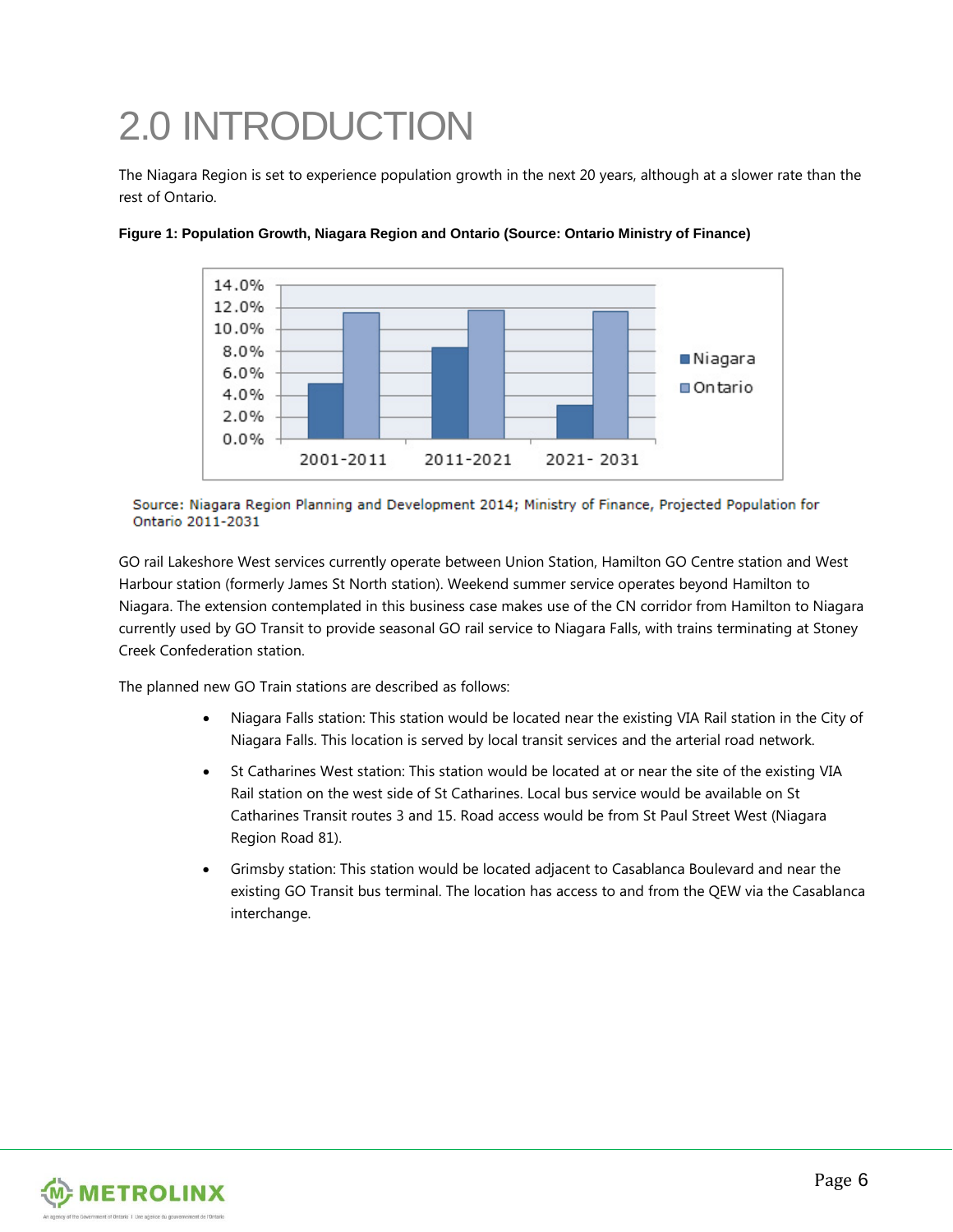# 2.0 INTRODUCTION

The Niagara Region is set to experience population growth in the next 20 years, although at a slower rate than the rest of Ontario.

**Figure 1: Population Growth, Niagara Region and Ontario (Source: Ontario Ministry of Finance)**

Source: Niagara Region Planning and Development 2014; Ministry of Finance, Projected Population for Ontario 2011-2031

GO rail Lakeshore West services currently operate between Union Station, Hamilton GO Centre station and West Harbour station (formerly James St North station). Weekend summer service operates beyond Hamilton to Niagara. The extension contemplated in this business case makes use of the CN corridor from Hamilton to Niagara currently used by GO Transit to provide seasonal GO rail service to Niagara Falls, with trains terminating at Stoney Creek Confederation station.

The planned new GO Train stations are described as follows:

- Niagara Falls station: This station would be located near the existing VIA Rail station in the City of Niagara Falls. This location is served by local transit services and the arterial road network.
- St Catharines West station: This station would be located at or near the site of the existing VIA Rail station on the west side of St Catharines. Local bus service would be available on St Catharines Transit routes 3 and 15. Road access would be from St Paul Street West (Niagara Region Road 81).
- Grimsby station: This station would be located adjacent to Casablanca Boulevard and near the existing GO Transit bus terminal. The location has access to and from the QEW via the Casablanca interchange.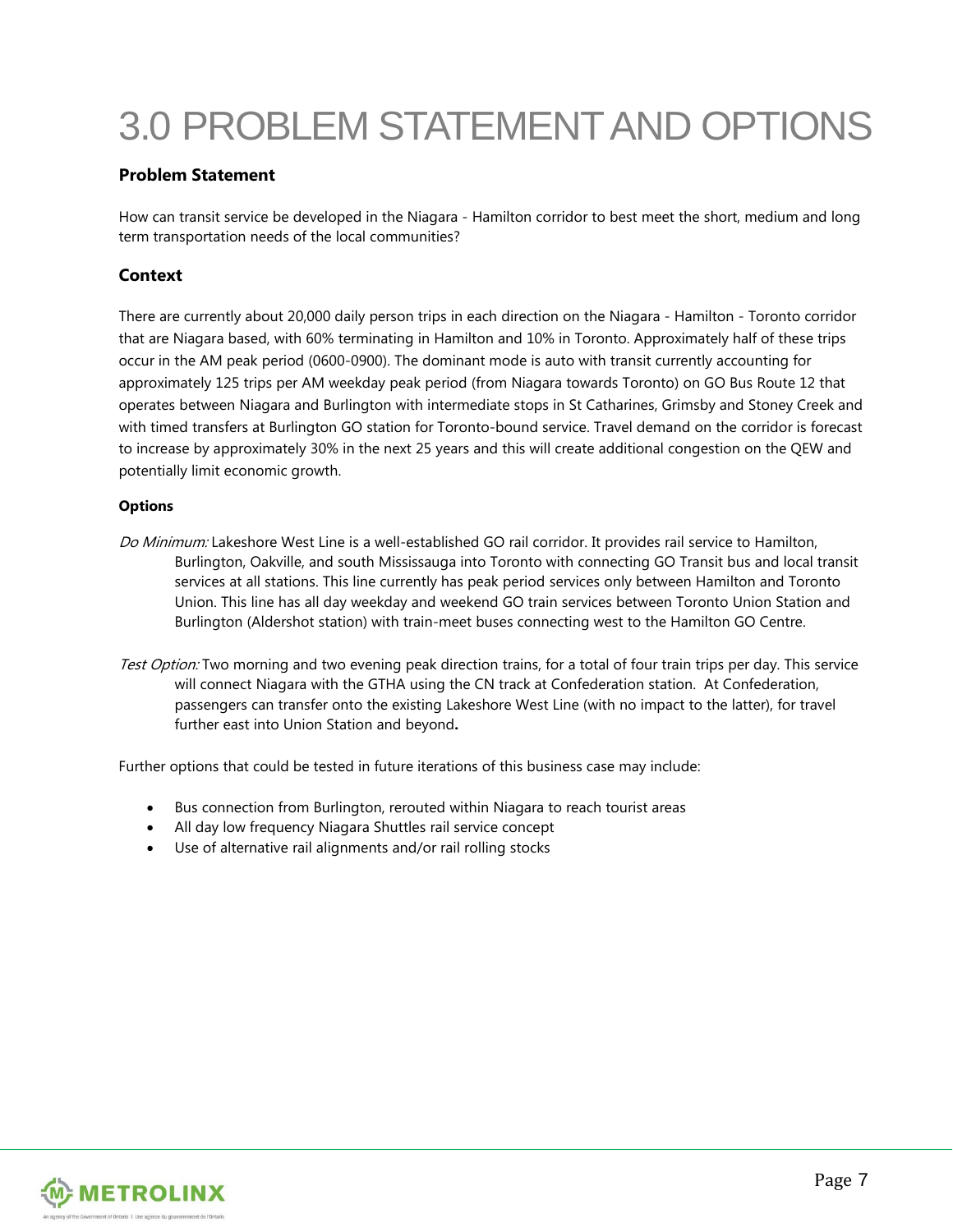# 3.0 PROBLEM STATEMENT AND OPTIONS

### Problem Statement

How can transit service be developed in the Niagara - Hamilton corridor to best meet the short, medium and long term transportation needs of the local communities?

### Context

There are currently about 20,000 daily person trips in each direction on the Niagara - Hamilton - Toronto corridor that are Niagara based, with 60% terminating in Hamilton and 10% in Toronto. Approximately half of these trips occur in the AM peak period (0600-0900). The dominant mode is auto with transit currently accounting for approximately 125 trips per AM weekday peak period (from Niagara towards Toronto) on GO Bus Route 12 that operates between Niagara and Burlington with intermediate stops in St Catharines, Grimsby and Stoney Creek and with timed transfers at Burlington GO station for Toronto-bound service. Travel demand on the corridor is forecast to increase by approximately 30% in the next 25 years and this will create additional congestion on the QEW and potentially limit economic growth.

#### Options

*Do Minimum:* Lakeshore West Line is a well-established GO rail corridor. It provides rail service to Hamilton, Burlington, Oakville, and south Mississauga into Toronto with connecting GO Transit bus and local transit services at all stations. This line currently has peak period services only between Hamilton and Toronto Union. This line has all day weekday and weekend GO train services between Toronto Union Station and Burlington (Aldershot station) with train-meet buses connecting west to the Hamilton GO Centre.

*Test Option:* Two morning and two evening peak direction trains, for a total of four train trips per day. This service will connect Niagara with the GTHA using the CN track at Confederation station. At Confederation, passengers can transfer onto the existing Lakeshore West Line (with no impact to the latter), for travel further east into Union Station and beyond**.**

Further options that could be tested in future iterations of this business case may include:

- Bus connection from Burlington, rerouted within Niagara to reach tourist areas
- All day low frequency Niagara Shuttles rail service concept
- Use of alternative rail alignments and/or rail rolling stocks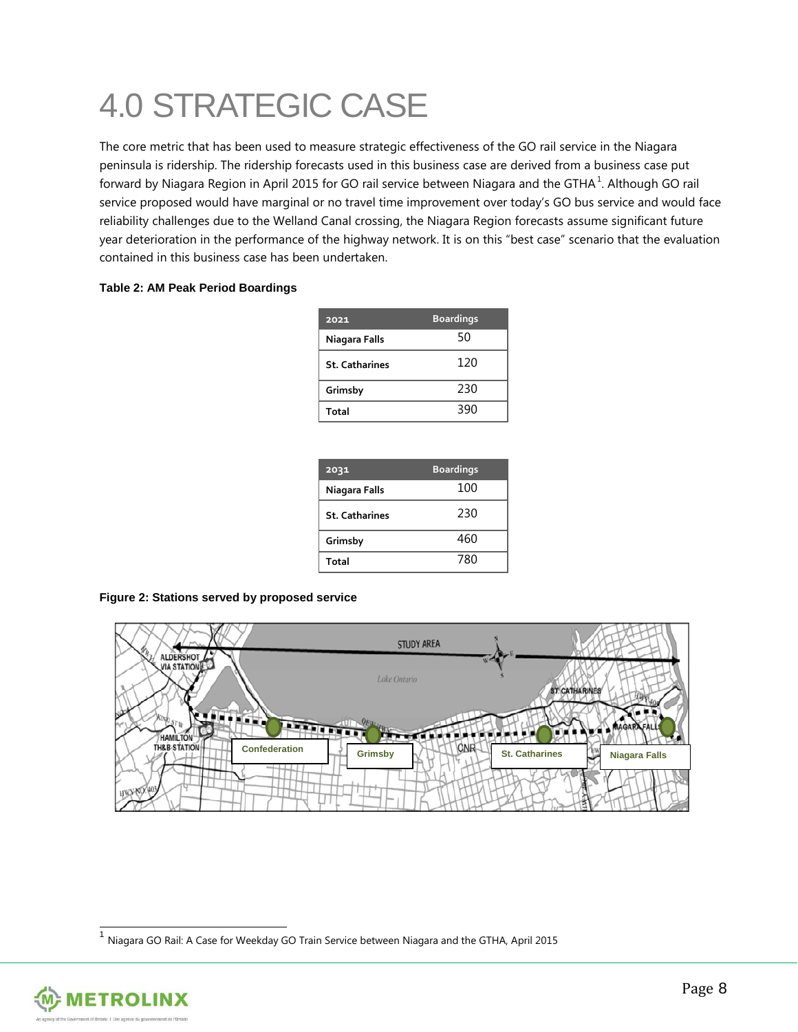# 4.0 STRATEGIC CASE

The core metric that has been used to measure strategic effectiveness of the GO rail service in the Niagara peninsula is ridership. The ridership forecasts used in this business case are derived from a business case put forward by Niagara Region in April 2015 for GO rail service between Niagara and the GTHA[1]. Although GO rail service proposed would have marginal or no travel time improvement over today's GO bus service and would face reliability challenges due to the Welland Canal crossing, the Niagara Region forecasts assume significant future year deterioration in the performance of the highway network. It is on this "best case" scenario that the evaluation contained in this business case has been undertaken.

**Table 2: AM Peak Period Boardings**

| 2021 | Boardings |
|---|---|
| Niagara Falls | 50 |
| St. Catharines | 120 |
| Grimsby | 230 |
| Total | 390 |

| 2031 | Boardings |
|---|---|
| Niagara Falls | 100 |
| St. Catharines | 230 |
| Grimsby | 460 |
| Total | 780 |

**Figure 2: Stations served by proposed service**

[1] Niagara GO Rail: A Case for Weekday GO Train Service between Niagara and the GTHA, April 2015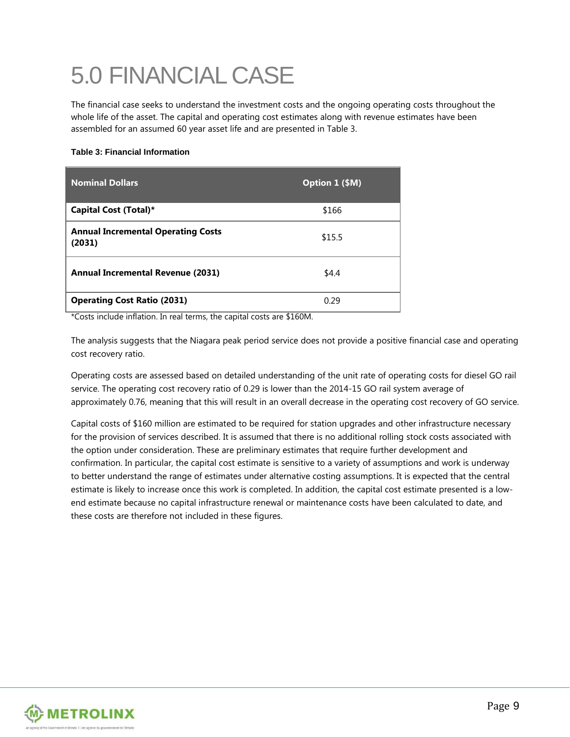# 5.0 FINANCIAL CASE

The financial case seeks to understand the investment costs and the ongoing operating costs throughout the whole life of the asset. The capital and operating cost estimates along with revenue estimates have been assembled for an assumed 60 year asset life and are presented in Table 3.

**Table 3: Financial Information**

| Nominal Dollars | Option 1 ($M) |
|---|---|
| **Capital Cost (Total)*** | $166 |
| **Annual Incremental Operating Costs (2031)** | $15.5 |
| **Annual Incremental Revenue (2031)** | $4.4 |
| **Operating Cost Ratio (2031)** | 0.29 |

*Costs include inflation. In real terms, the capital costs are $160M.

The analysis suggests that the Niagara peak period service does not provide a positive financial case and operating cost recovery ratio.

Operating costs are assessed based on detailed understanding of the unit rate of operating costs for diesel GO rail service. The operating cost recovery ratio of 0.29 is lower than the 2014-15 GO rail system average of approximately 0.76, meaning that this will result in an overall decrease in the operating cost recovery of GO service.

Capital costs of $160 million are estimated to be required for station upgrades and other infrastructure necessary for the provision of services described. It is assumed that there is no additional rolling stock costs associated with the option under consideration. These are preliminary estimates that require further development and confirmation. In particular, the capital cost estimate is sensitive to a variety of assumptions and work is underway to better understand the range of estimates under alternative costing assumptions. It is expected that the central estimate is likely to increase once this work is completed. In addition, the capital cost estimate presented is a low-end estimate because no capital infrastructure renewal or maintenance costs have been calculated to date, and these costs are therefore not included in these figures.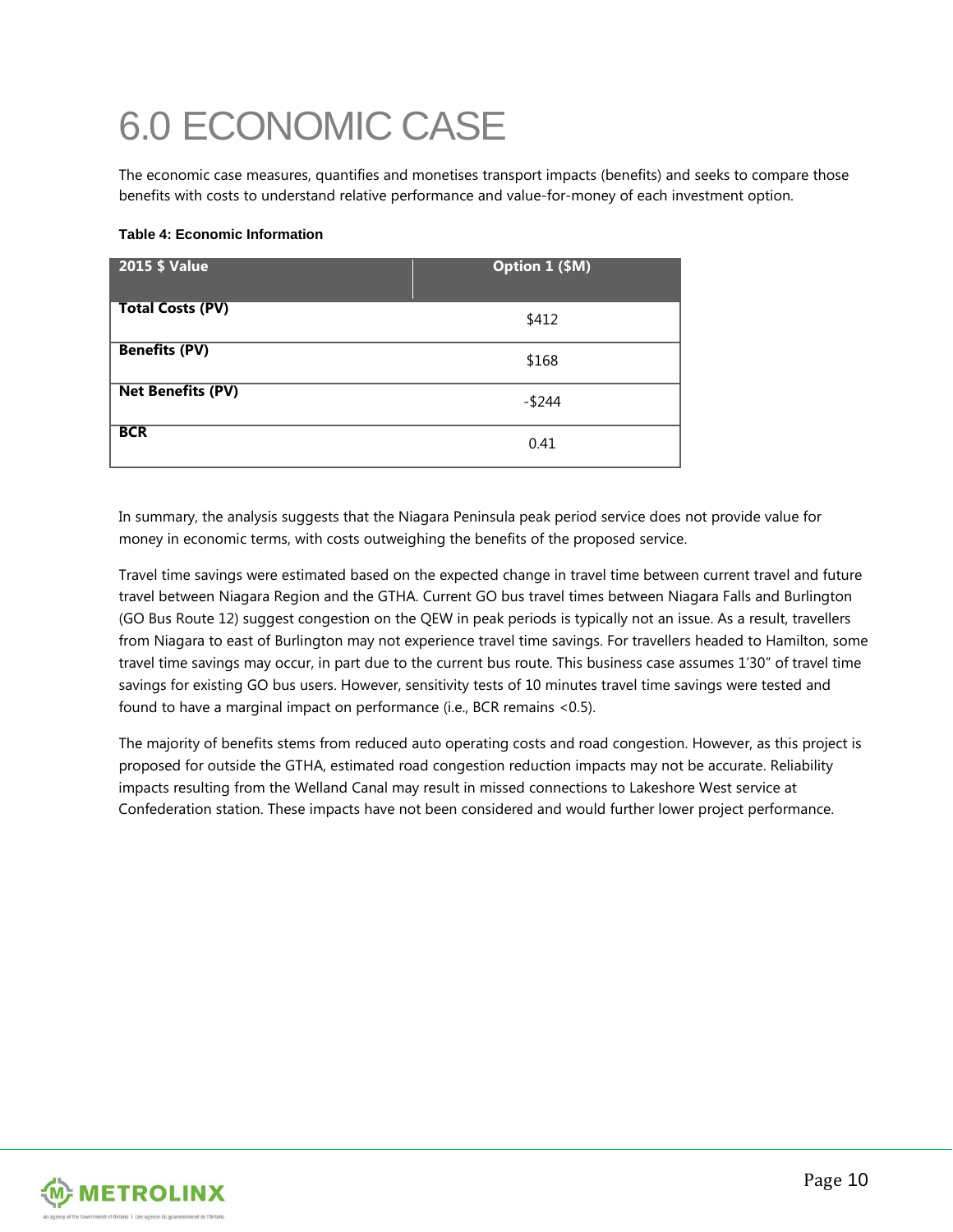# 6.0 ECONOMIC CASE

The economic case measures, quantifies and monetises transport impacts (benefits) and seeks to compare those benefits with costs to understand relative performance and value-for-money of each investment option.

**Table 4: Economic Information**

| 2015 $ Value | Option 1 ($M) |
|---|---|
| **Total Costs (PV)** | $412 |
| **Benefits (PV)** | $168 |
| **Net Benefits (PV)** | -$244 |
| **BCR** | 0.41 |

In summary, the analysis suggests that the Niagara Peninsula peak period service does not provide value for money in economic terms, with costs outweighing the benefits of the proposed service.

Travel time savings were estimated based on the expected change in travel time between current travel and future travel between Niagara Region and the GTHA. Current GO bus travel times between Niagara Falls and Burlington (GO Bus Route 12) suggest congestion on the QEW in peak periods is typically not an issue. As a result, travellers from Niagara to east of Burlington may not experience travel time savings. For travellers headed to Hamilton, some travel time savings may occur, in part due to the current bus route. This business case assumes 1'30" of travel time savings for existing GO bus users. However, sensitivity tests of 10 minutes travel time savings were tested and found to have a marginal impact on performance (i.e., BCR remains <0.5).

The majority of benefits stems from reduced auto operating costs and road congestion. However, as this project is proposed for outside the GTHA, estimated road congestion reduction impacts may not be accurate. Reliability impacts resulting from the Welland Canal may result in missed connections to Lakeshore West service at Confederation station. These impacts have not been considered and would further lower project performance.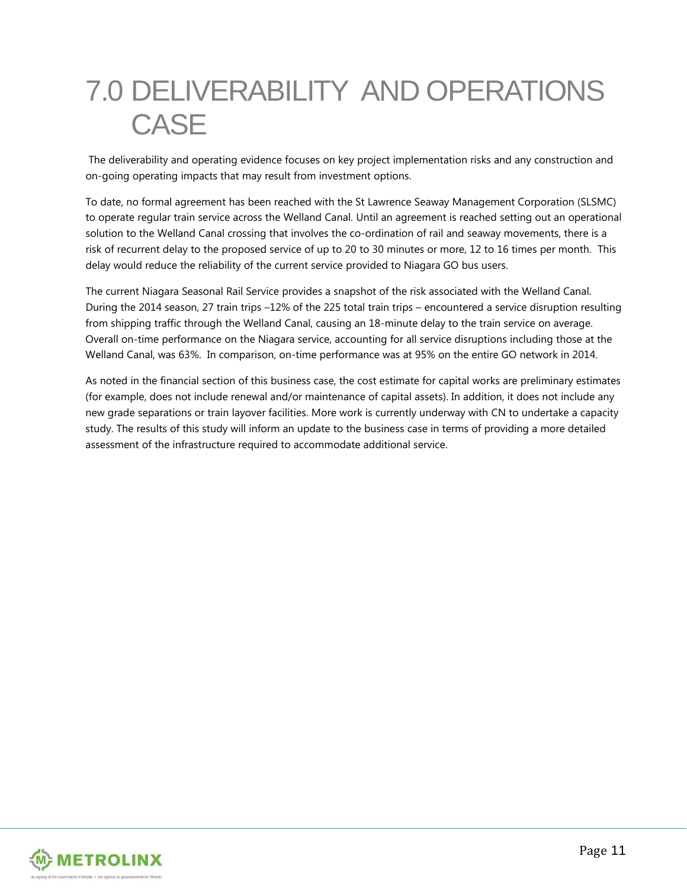# 7.0 DELIVERABILITY AND OPERATIONS CASE

The deliverability and operating evidence focuses on key project implementation risks and any construction and on-going operating impacts that may result from investment options.

To date, no formal agreement has been reached with the St Lawrence Seaway Management Corporation (SLSMC) to operate regular train service across the Welland Canal. Until an agreement is reached setting out an operational solution to the Welland Canal crossing that involves the co-ordination of rail and seaway movements, there is a risk of recurrent delay to the proposed service of up to 20 to 30 minutes or more, 12 to 16 times per month. This delay would reduce the reliability of the current service provided to Niagara GO bus users.

The current Niagara Seasonal Rail Service provides a snapshot of the risk associated with the Welland Canal. During the 2014 season, 27 train trips –12% of the 225 total train trips – encountered a service disruption resulting from shipping traffic through the Welland Canal, causing an 18-minute delay to the train service on average. Overall on-time performance on the Niagara service, accounting for all service disruptions including those at the Welland Canal, was 63%. In comparison, on-time performance was at 95% on the entire GO network in 2014.

As noted in the financial section of this business case, the cost estimate for capital works are preliminary estimates (for example, does not include renewal and/or maintenance of capital assets). In addition, it does not include any new grade separations or train layover facilities. More work is currently underway with CN to undertake a capacity study. The results of this study will inform an update to the business case in terms of providing a more detailed assessment of the infrastructure required to accommodate additional service.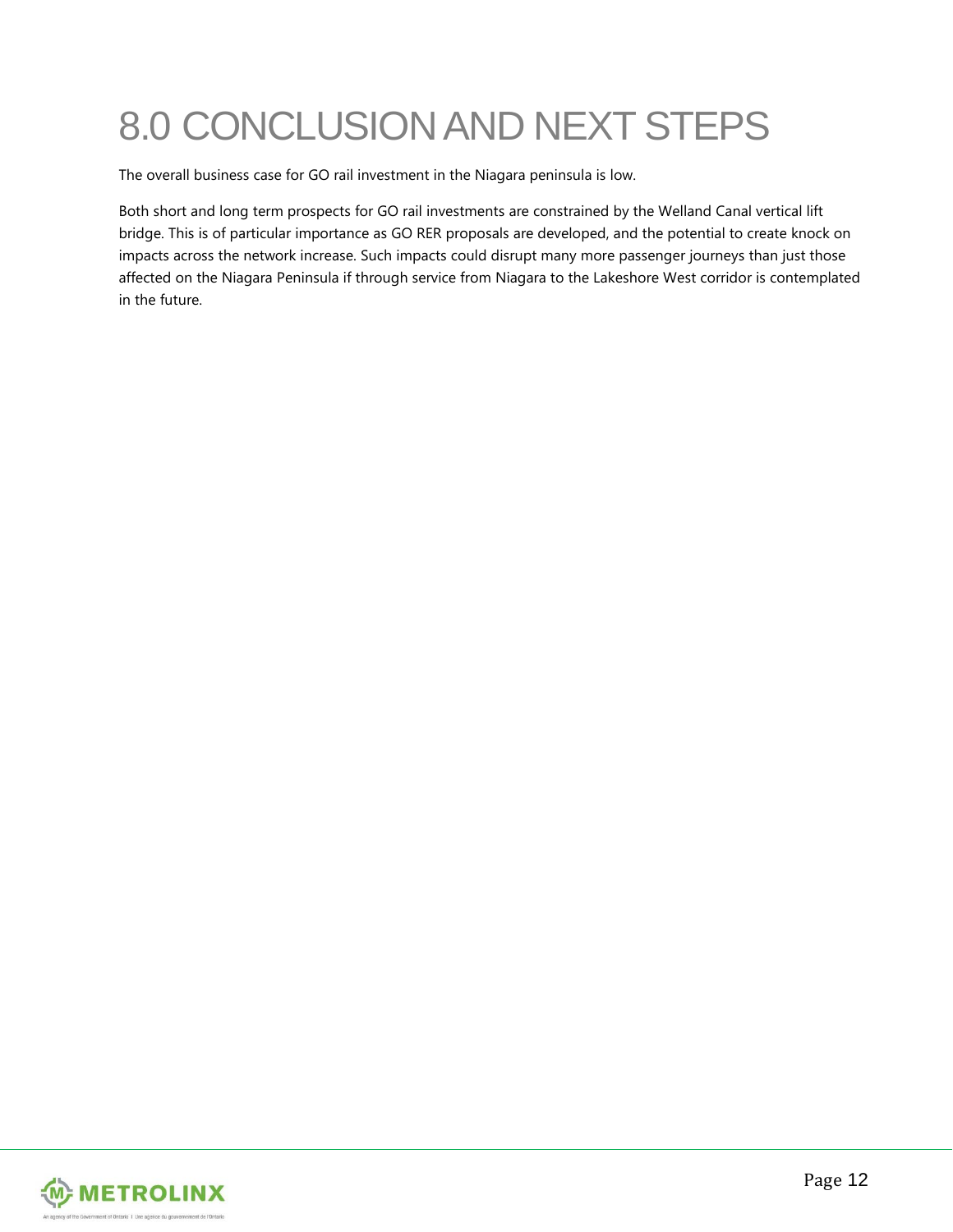# 8.0 CONCLUSION AND NEXT STEPS

The overall business case for GO rail investment in the Niagara peninsula is low.

Both short and long term prospects for GO rail investments are constrained by the Welland Canal vertical lift bridge. This is of particular importance as GO RER proposals are developed, and the potential to create knock on impacts across the network increase. Such impacts could disrupt many more passenger journeys than just those affected on the Niagara Peninsula if through service from Niagara to the Lakeshore West corridor is contemplated in the future.